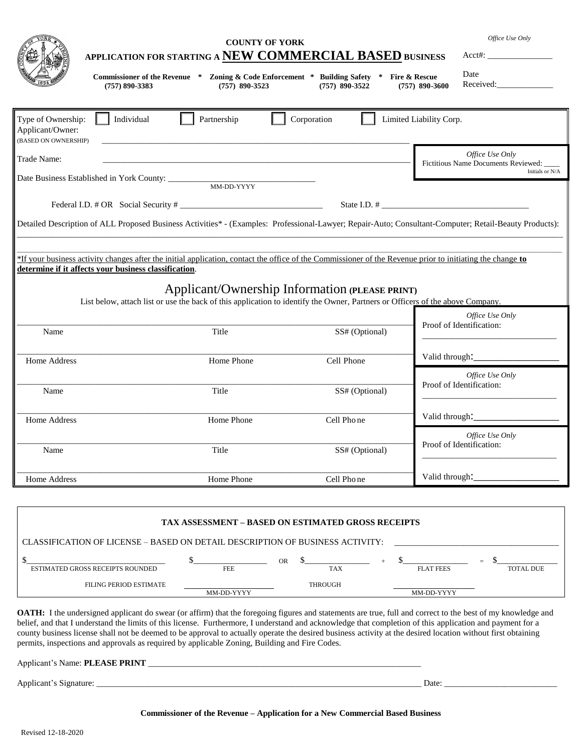# COUNTY OF YORK

## APPLICATION FOR STARTING A NEW COMMERCIAL BASED BUSINESS

**Commissioner of the Revenue** * **Zoning & Code Enforcement** * **Building Safety** * **Fire & Rescue**
**(757) 890-3383** **(757) 890-3523** **(757) 890-3522** **(757) 890-3600**

*Office Use Only*
Acct#: _______________
Date Received: _____________

Type of Ownership: ☐ Individual ☐ Partnership ☐ Corporation ☐ Limited Liability Corp.

Applicant/Owner:
(BASED ON OWNERSHIP) ______________________________________________________________________

Trade Name: ______________________________________________________________________

*Office Use Only*
Fictitious Name Documents Reviewed: ____
Initials or N/A

Date Business Established in York County: _______________________________
MM-DD-YYYY

Federal I.D. # OR Social Security # ________________________________ State I.D. # ________________________________

Detailed Description of ALL Proposed Business Activities* - (Examples: Professional-Lawyer; Repair-Auto; Consultant-Computer; Retail-Beauty Products):

_____________________________________________________________________________________________

_____________________________________________________________________________________________

*If your business activity changes after the initial application, contact the office of the Commissioner of the Revenue prior to initiating the change **to determine if it affects your business classification**.

## Applicant/Ownership Information **(PLEASE PRINT)**

List below, attach list or use the back of this application to identify the Owner, Partners or Officers of the above Company.

| | | | *Office Use Only* |
|---|---|---|---|
| Name | Title | SS# (Optional) | Proof of Identification: _______________ |
| Home Address | Home Phone | Cell Phone | Valid through: _______________ |
| Name | Title | SS# (Optional) | Proof of Identification: _______________ |
| Home Address | Home Phone | Cell Phone | Valid through: _______________ |
| Name | Title | SS# (Optional) | Proof of Identification: _______________ |
| Home Address | Home Phone | Cell Phone | Valid through: _______________ |

### TAX ASSESSMENT – BASED ON ESTIMATED GROSS RECEIPTS

CLASSIFICATION OF LICENSE – BASED ON DETAIL DESCRIPTION OF BUSINESS ACTIVITY: ______________________________

| $________ | $________ | OR | $________ | + | $________ | = | $________ |
|---|---|---|---|---|---|---|---|
| ESTIMATED GROSS RECEIPTS ROUNDED | FEE | | TAX | | FLAT FEES | | TOTAL DUE |

FILING PERIOD ESTIMATE ______________ THROUGH ______________
MM-DD-YYYY MM-DD-YYYY

**OATH:** I the undersigned applicant do swear (or affirm) that the foregoing figures and statements are true, full and correct to the best of my knowledge and belief, and that I understand the limits of this license. Furthermore, I understand and acknowledge that completion of this application and payment for a county business license shall not be deemed to be approval to actually operate the desired business activity at the desired location without first obtaining permits, inspections and approvals as required by applicable Zoning, Building and Fire Codes.

Applicant's Name: **PLEASE PRINT** ______________________________________________________________

Applicant's Signature: ______________________________________________________________ Date: _________________________

**Commissioner of the Revenue – Application for a New Commercial Based Business**

Revised 12-18-2020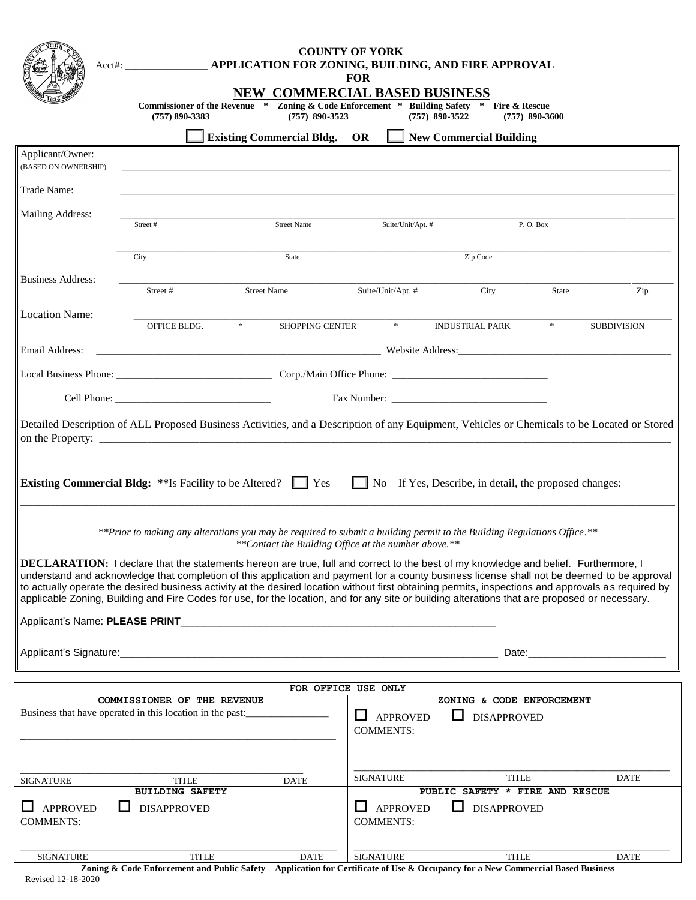# COUNTY OF YORK

Acct#: _______________ **APPLICATION FOR ZONING, BUILDING, AND FIRE APPROVAL**

**FOR**

## NEW COMMERCIAL BASED BUSINESS

**Commissioner of the Revenue** * **Zoning & Code Enforcement** * **Building Safety** * **Fire & Rescue**
**(757) 890-3383** **(757) 890-3523** **(757) 890-3522** **(757) 890-3600**

☐ **Existing Commercial Bldg.** **OR** ☐ **New Commercial Building**

Applicant/Owner: (BASED ON OWNERSHIP) ____________________________________________

Trade Name: ____________________________________________

Mailing Address: ____________________________________________
Street # | Street Name | Suite/Unit/Apt. # | P. O. Box

____________________________________________
City | State | Zip Code

Business Address: ____________________________________________
Street # | Street Name | Suite/Unit/Apt. # | City | State | Zip

Location Name: ____________________________________________
OFFICE BLDG. * SHOPPING CENTER * INDUSTRIAL PARK * SUBDIVISION

Email Address: ______________________________ Website Address: ______________________________

Local Business Phone: ______________________________ Corp./Main Office Phone: ______________________________

Cell Phone: ______________________________ Fax Number: ______________________________

Detailed Description of ALL Proposed Business Activities, and a Description of any Equipment, Vehicles or Chemicals to be Located or Stored on the Property: ____________________________________________

____________________________________________

**Existing Commercial Bldg: ****Is Facility to be Altered? ☐ Yes ☐ No If Yes, Describe, in detail, the proposed changes:

____________________________________________

____________________________________________

*\*\*Prior to making any alterations you may be required to submit a building permit to the Building Regulations Office.\*\**
*\*\*Contact the Building Office at the number above.\*\**

**DECLARATION:** I declare that the statements hereon are true, full and correct to the best of my knowledge and belief. Furthermore, I understand and acknowledge that completion of this application and payment for a county business license shall not be deemed to be approval to actually operate the desired business activity at the desired location without first obtaining permits, inspections and approvals as required by applicable Zoning, Building and Fire Codes for use, for the location, and for any site or building alterations that are proposed or necessary.

Applicant's Name: **PLEASE PRINT**____________________________________________

Applicant's Signature: ____________________________________________ Date: ______________________

**FOR OFFICE USE ONLY**

| COMMISSIONER OF THE REVENUE | ZONING & CODE ENFORCEMENT |
|---|---|
| Business that have operated in this location in the past: _______________ | ☐ APPROVED ☐ DISAPPROVED<br>COMMENTS: |
| SIGNATURE TITLE DATE | SIGNATURE TITLE DATE |

| BUILDING SAFETY | PUBLIC SAFETY * FIRE AND RESCUE |
|---|---|
| ☐ APPROVED ☐ DISAPPROVED<br>COMMENTS: | ☐ APPROVED ☐ DISAPPROVED<br>COMMENTS: |
| SIGNATURE TITLE DATE | SIGNATURE TITLE DATE |

**Zoning & Code Enforcement and Public Safety – Application for Certificate of Use & Occupancy for a New Commercial Based Business**

Revised 12-18-2020